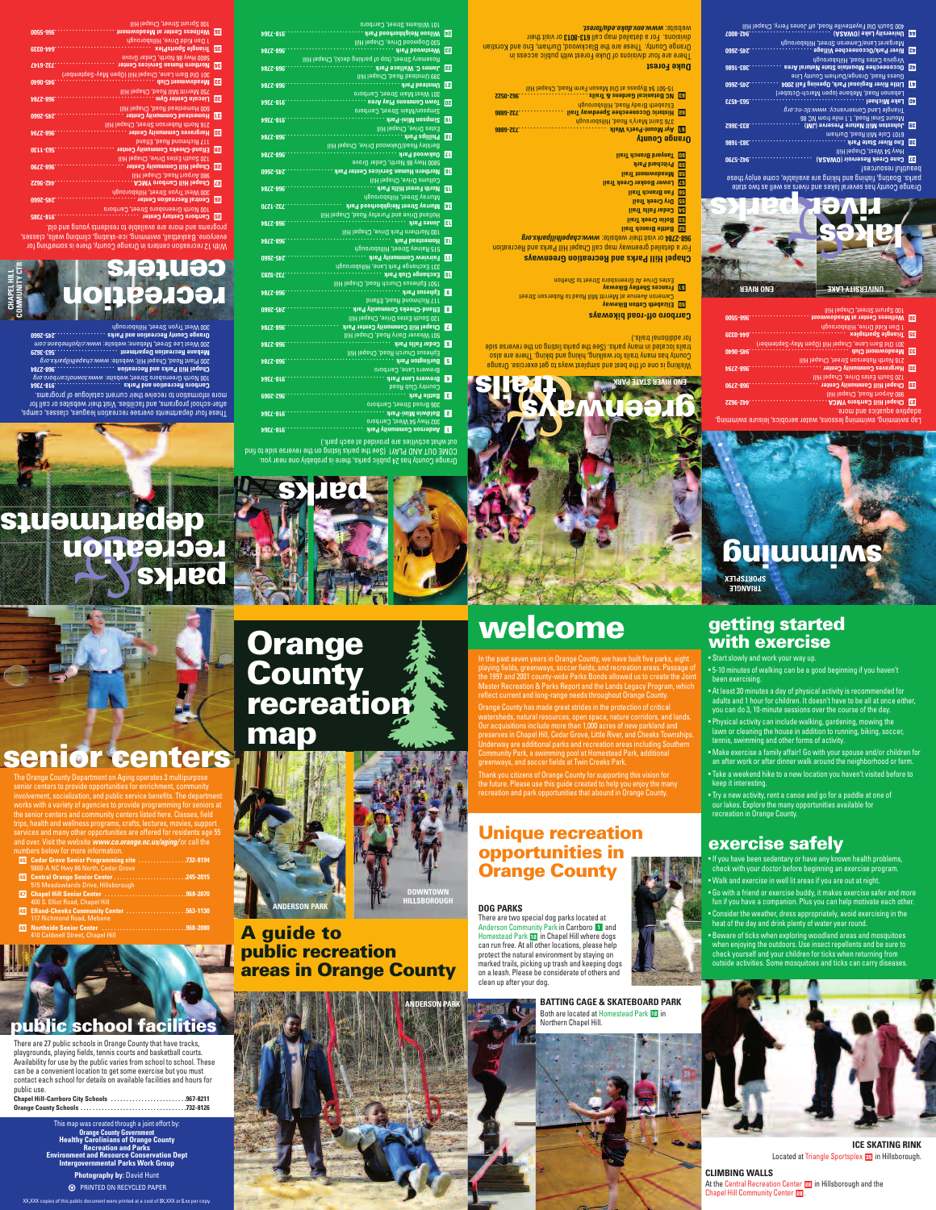# parks & recreation departments

These four departments oversee recreation leagues, classes, camps, after-school programs and facilities. Visit their websites or call for more information to receive their current catalogue of programs.

- **Carrboro Recreation and Parks** ....918-7364
  100 North Greensboro Street, website: www.townofcarrboro.org
- **Chapel Hill Parks and Recreation** ....968-2784
  200 Plant Road, Chapel Hill, website: www.chapelhillparks.org
- **Mebane Recreation Department** ....563-3629
  200 West Lee Street, Mebane, www.cityofmebane.com
- **Orange County Recreation and Parks** ....245-2660
  300 West Tryon Street, Hillsborough

# recreation centers

With 12 recreation centers in Orange County, there is something for everyone. Basketball, swimming, ice-skating, climbing walls, classes, programs and more are available to residents young and old.

- **24 Carrboro Century Center** ....918-7385
  100 North Greensboro Street, Carrboro
- **25 Central Recreation Center** ....245-2660
  300 West Tryon Street, Hillsborough
- **26 Chapel Hill Carrboro YMCA** ....442-9622
  980 Airport Road, Chapel Hill
- **27 Chapel Hill Community Center** ....968-2790
  120 South Estes Drive, Chapel Hill
- **28 Efland-Cheeks Community Center** ....563-1130
  117 Richmond Road, Efland
- **29 Hargraves Community Center** ....968-2794
  216 North Roberson Street, Chapel Hill
- **30 Homestead Community Center** ....245-2660
  600 Homestead Road, Chapel Hill
- **31 Lincoln Center Gym** ....968-2784
  750 Merritt Mill Road, Chapel Hill
- **32 Meadowmont Club** ....969-0400
  301 Old Barn Lane, Chapel Hill (Open May-September)
- **33 Northern Human Services Center** ....732-6147
  5800 Hwy 86 North, Cedar Grove
- **34 Triangle Sportsplex** ....644-0339
  1 Dan Kidd Drive, Hillsborough
- **35 Wellness Center at Meadowmont** ....966-5500
  100 Sprunt Street, Chapel Hill

# parks

Orange County has 23 public parks, there is probably one near you. COME OUT AND PLAY! (See the parks listing on the reverse side to find out what activities are provided at each park.)

- **1 Anderson Community Park** ....918-7364
  302 Hwy 54 West, Carrboro
- **2 Baldwin Mini-Park** ....918-7364
  306 Broad Street, Carrboro
- **3 Battle Park** ....962-2090
  Country Club Road
- **4 Brewers Lane Park** ....918-7364
  Brewers Lane, Carrboro
- **5 Burlington Park** ....968-2784
  Ephesus Church Road, Chapel Hill
- **6 Cedar Falls Park** ....968-2784
  501 Weaver Dairy Road, Chapel Hill
- **7 Chapel Hill Community Park** ....968-2784
  120 South Estes Drive, Chapel Hill
- **8 Efland-Cheeks Community Park** ....245-2660
  117 Richmond Road, Efland
- **9 Ephesus Park** ....968-2784
  1501 Ephesus Church Road, Chapel Hill
- **10 Exchange Club Park** ....732-8283
  331 Exchange Park Lane, Hillsborough
- **11 Fairview Community Park** ....245-2660
  515 Rainey Street, Hillsborough
- **12 Homestead Park** ....968-2784
  100 Northern Park Drive, Chapel Hill
- **13 Jones Park** ....968-2784
  Holland Drive and Purefoy Road, Chapel Hill
- **14 Murray Street Neighborhood Park** ....732-1270
  Murray Street, Hillsborough
- **15 North Forest Hills Park** ....968-2784
  Columbia Drive, Chapel Hill
- **16 Northern Human Services Center Park** ....245-2660
  5800 Hwy 86 North, Cedar Grove
- **17 Oakwood Park** ....968-2784
  Berkley Road/Oakwood Drive, Chapel Hill
- **18 Phillips Park** ....968-2784
  Estes Drive, Chapel Hill
- **19 Simpson Mini-Park** ....918-7364
  Simpson/Main Street, Carrboro
- **20 Town Commons Play Area** ....918-7364
  301 West Main Street, Carrboro
- **21 Umstead Park** ....968-2784
  399 Umstead Road, Chapel Hill
- **22 James C. Wallace Park** ....968-2784
  Rosemary Street, (top of parking deck), Chapel Hill
- **23 Westwood Park** ....968-2784
  530 Dogwood Drive, Chapel Hill
- **24 Wilson Neighborhood Park** ....918-7364
  101 Williams Street, Carrboro

# greenways & trails

Walking is one of the best and simplest ways to get exercise. Orange County has many trails for walking, hiking and biking. There are also trails located in many parks. (See the parks listing on the reverse side for additional trails.)

### Carrboro off-road bikeways

- **50 Elizabeth Cotton Bikeway**
  Cameron Avenue at Merritt Mill Road to Roberson Street
- **51 Frances Shelley Bikeway**
  Estes Drive At Greensboro Street to Shelton

### Chapel Hill Parks and Recreation Greenways

For a detailed greenway map call Chapel Hill Parks and Recreation 968-2784 or visit their website: www.chapelhillparks.org

- 52 Battle Branch Trail
- 53 Bolin Creek Trail
- 54 Cedar Falls Trail
- 55 Dry Creek Trail
- 56 Fan Branch Trail
- 57 Lower Booker Creek Trail
- 58 Meadowmont Trail
- 59 Pritchard Park
- 60 Tanyard Branch Trail

### Orange County

- **61 Ayr Mount-Poet's Walk** ....732-6886
  376 Saint Mary's Road, Hillsborough
- **62 Historic Occoneechee Speedway Trail** ....732-6886
  Elizabeth Brady Road, Hillsborough
- **63 NC Botanical Gardens & Trails** ....962-0522
  15-501 54 Bypass at Old Mason Farm Road, Chapel Hill

### Duke Forest

There are four divisions of Duke Forest with public access in Orange County. These are the Blackwood, Durham, Eno and Korstian divisions. For a detailed map call 613-8013 or visit their website: www.env.duke.edu/forest/

ENO RIVER STATE PARK

# swimming

Lap swimming, swimming lessons, water aerobics, leisure swimming, adaptive aquatics and more.

- **26 Chapel Hill Carrboro YMCA** ....442-9622
  980 Airport Road, Chapel Hill
- **27 Chapel Hill Community Center** ....968-2790
  120 South Estes Drive, Chapel Hill
- **29 Hargraves Community Center** ....968-2794
  216 North Roberson Street, Chapel Hill
- **32 Meadowmont Club** ....969-0400
  301 Old Barn Lane, Chapel Hill (Open May-September)
- **34 Triangle Sportsplex** ....644-0339
  1 Dan Kidd Drive, Hillsborough
- **35 Wellness Center at Meadowmont** ....966-5500
  100 Sprunt Street, Chapel Hill

TRIANGLE SPORTSPLEX

# lakes & river parks

Orange County has several lakes and rivers as well as two state parks. Boating, fishing and hiking are available, come enjoy these beautiful resources!

- **42 Cane Creek Reservoir (OWASA)** ....942-5790
  Hwy 54 West, Chapel Hill
- **43 Eno River State Park** ....383-1686
  6101 Cole Mill Road, Durham
- **44 Johnston Mill Nature Preserve (JMNP)** ....833-3662
  Mount Sinai Road, 1.1 mile from NC 86
  Triangle Land Conservancy: www.tlc-nc.org
- **45 Lake Michael** ....563-4573
  Lebanon Road, Mebane (open March-October)
- **46 Little River Regional Park, Opening Fall 2004** ....245-2660
  Guess Road, Orange/Durham County Line
- **47 Occoneechee Mountain State Natural Area** ....383-1686
  Virginia Cates Road, Hillsborough
- **48 River Park/Occoneechee Village** ....245-2660
  Margaret Lane/Cameron Street, Hillsborough
- **49 University Lake (OWASA)** ....942-8007
  400 South Old Fayetteville Road, off Jones Ferry, Chapel Hill

UNIVERSITY LAKE — ENO RIVER

CHAPEL HILL COMMUNITY CTR

# senior centers

The Orange County Department on Aging operates 3 multipurpose senior centers to provide opportunities for enrichment, community involvement, socialization, and public service benefits. The department works with a variety of agencies to provide programming for seniors at the senior centers and community centers listed here. Classes, field trips, health and wellness programs, crafts, lectures, movies, support services and many other opportunities are offered for residents age 55 and over. Visit the website *www.co.orange.nc.us/aging/* or call the numbers below for more information.

- **36 Cedar Grove Senior Programming site** ....732-8194
  5800-A NC Hwy 86 North, Cedar Grove
- **37 Central Orange Senior Center** ....245-2015
  515 Meadowlands Drive, Hillsborough
- **38 Chapel Hill Senior Center** ....968-2070
  400 S. Elliott Road, Chapel Hill
- **39 Efland-Cheeks Community Center** ....563-1130
  117 Richmond Road, Mebane
- **40 Northside Senior Center** ....968-2080
  410 Caldwell Street, Chapel Hill

# public school facilities

There are 27 public schools in Orange County that have tracks, playgrounds, playing fields, tennis courts and basketball courts. Availability for use by the public varies from school to school. There can be a convenient location to get some exercise but you must contact each school for details on available facilities and hours for public use.

- **Chapel Hill-Carrboro City Schools** ....967-8211
- **Orange County Schools** ....732-8126

This map was created through a joint effort by:
**Orange County Government**
**Healthy Carolinians of Orange County**
**Recreation and Parks**
**Environment and Resource Conservation Dept**
**Intergovernmental Parks Work Group**

**Photography by:** David Hunt

PRINTED ON RECYCLED PAPER

XX,XXX copies of this public document were printed at a cost of $X,XXX or $.xx per copy.

# Orange County recreation map

ANDERSON PARK — DOWNTOWN HILLSBOROUGH

## A guide to public recreation areas in Orange County

ANDERSON PARK

# welcome

In the past seven years in Orange County, we have built five parks, eight playing fields, greenways, soccer fields, and recreation areas. Passage of the 1997 and 2001 county-wide Parks Bonds allowed us to create the Joint Master Recreation & Parks Report and the Lands Legacy Program, which reflect current and long-range needs throughout Orange County.

Orange County has made great strides in the protection of critical watersheds, natural resources, open space, nature corridors, and lands. Our acquisitions include more than 1,000 acres of new parkland and preserves in Chapel Hill, Cedar Grove, Little River, and Cheeks Townships. Underway are additional parks and recreation areas including Southern Community Park, a swimming pool at Homestead Park, additional greenways, and soccer fields at Twin Creeks Park.

Thank you citizens of Orange County for supporting this vision for the future. Please use this guide created to help you enjoy the many recreation and park opportunities that abound in Orange County.

## Unique recreation opportunities in Orange County

**DOG PARKS**
There are two special dog parks located at Anderson Community Park 1 in Carrboro and Homestead Park 12 in Chapel Hill where dogs can run free. At all other locations, please help protect the natural environment by staying on marked trails, picking up trash and keeping dogs on a leash. Please be considerate of others and clean up after your dog.

**BATTING CAGE & SKATEBOARD PARK**
Both are located at Homestead Park 12 in Northern Chapel Hill.

# getting started with exercise

- Start slowly and work your way up.
- 5-10 minutes of walking can be a good beginning if you haven't been exercising.
- At least 30 minutes a day of physical activity is recommended for adults and 1 hour for children. It doesn't have to be all at once either, you can do 3, 10-minute sessions over the course of the day.
- Physical activity can include walking, gardening, mowing the lawn or cleaning the house in addition to running, biking, soccer, tennis, swimming and other forms of activity.
- Make exercise a family affair! Go with your spouse and/or children for an after work or after dinner walk around the neighborhood or farm.
- Take a weekend hike to a new location you haven't visited before to keep it interesting.
- Try a new activity, rent a canoe and go for a paddle at one of our lakes. Explore the many opportunities available for recreation in Orange County.

# exercise safely

- If you have been sedentary or have any known health problems, check with your doctor before beginning an exercise program.
- Walk and exercise in well lit areas if you are out at night.
- Go with a friend or exercise buddy, it makes exercise safer and more fun if you have a companion. Plus you can help motivate each other.
- Consider the weather, dress appropriately, avoid exercising in the heat of the day and drink plenty of water year round.
- Beware of ticks when exploring woodland areas and mosquitoes when enjoying the outdoors. Use insect repellents and be sure to check yourself and your children for ticks when returning from outside activities. Some mosquitoes and ticks can carry diseases.

**ICE SKATING RINK**
Located at Triangle Sportsplex 34 in Hillsborough.

**CLIMBING WALLS**
At the Central Recreation Center 25 in Hillsborough and the Chapel Hill Community Center 27.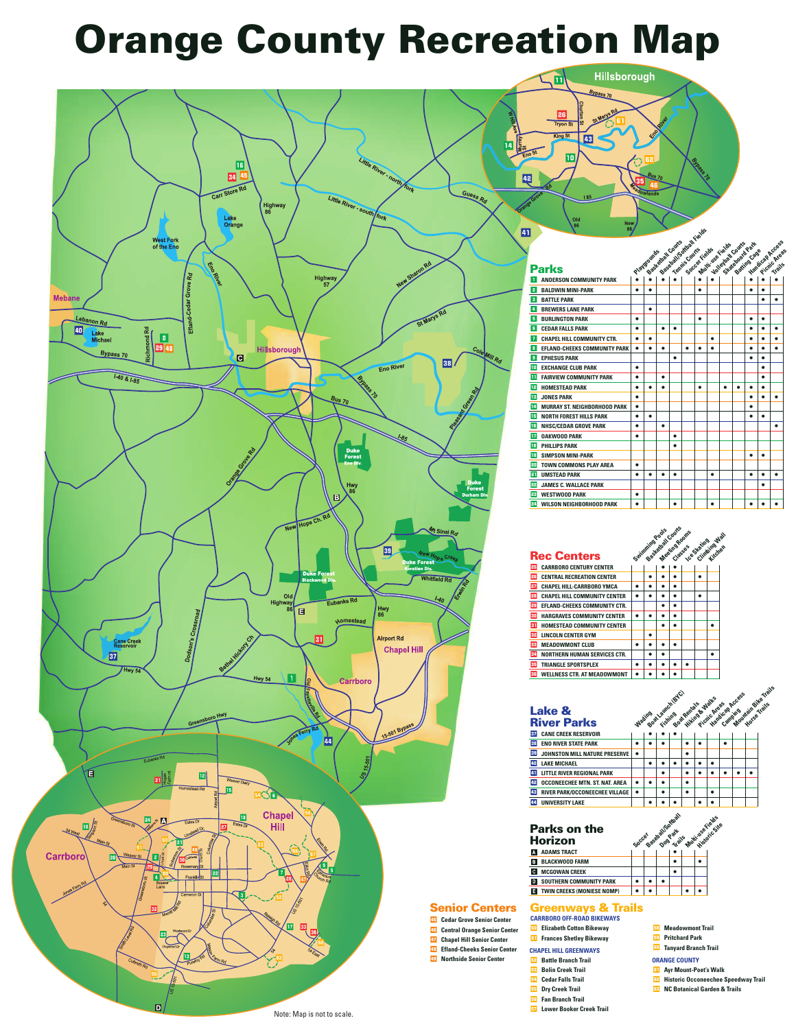# Orange County Recreation Map

## Parks

| # | Park | Playgrounds | Basketball Courts | Baseball/Softball Fields | Tennis Courts | Soccer Fields | Multi-use Fields | Volleyball Courts | Skateboard Park | Batting Cage | Handicap Access | Picnic Areas | Trails |
|---|---|---|---|---|---|---|---|---|---|---|---|---|---|
| 1 | ANDERSON COMMUNITY PARK | • | • | • | • | | • | • | | | • | • | |
| 2 | BALDWIN MINI-PARK | • | • | | | | • | | | | • | • | |
| 3 | BATTLE PARK | | | | | | | | | | | • | • |
| 4 | BREWERS LANE PARK | | • | | | | | | | | | | |
| 5 | BURLINGTON PARK | • | | | | | • | | | | • | • | |
| 6 | CEDAR FALLS PARK | • | | • | • | | | | | | • | • | • |
| 7 | CHAPEL HILL COMMUNITY CTR. | • | • | | | | | • | | | • | • | • |
| 8 | EFLAND-CHEEKS COMMUNITY PARK | • | • | • | | • | • | • | | | • | • | • |
| 9 | EPHESUS PARK | | | | • | | | | | | • | • | |
| 10 | EXCHANGE CLUB PARK | • | | | | | | | | | | • | |
| 11 | FAIRVIEW COMMUNITY PARK | • | | • | | | | | | | | • | |
| 12 | HOMESTEAD PARK | • | • | • | | | • | | • | • | • | • | |
| 13 | JONES PARK | • | | | | | | | | | • | • | • |
| 14 | MURRAY ST. NEIGHBORHOOD PARK | • | | | | | | | | | • | | |
| 15 | NORTH FOREST HILLS PARK | • | • | | | | | | | | • | • | |
| 16 | NHSC/CEDAR GROVE PARK | • | | • | | | | | | | | | • |
| 17 | OAKWOOD PARK | • | | | • | | | | | | | | |
| 18 | PHILLIPS PARK | | | | • | | | | | | | | |
| 19 | SIMPSON MINI-PARK | | | | | | | | | | • | • | |
| 20 | TOWN COMMONS PLAY AREA | • | | | | | | | | | | | |
| 21 | UMSTEAD PARK | • | • | • | • | | | • | | | • | • | • |
| 22 | JAMES C. WALLACE PARK | | | | | | | | | | | • | |
| 23 | WESTWOOD PARK | • | | | | | | | | | | | |
| 24 | WILSON NEIGHBORHOOD PARK | • | | | • | | | • | | | • | • | • |

## Rec Centers

| # | Rec Center | Swimming Pools | Basketball Courts | Meeting Rooms | Classes | Ice Skating | Climbing Wall | Kitchen |
|---|---|---|---|---|---|---|---|---|
| 25 | CARRBORO CENTURY CENTER | | | • | • | | | |
| 26 | CENTRAL RECREATION CENTER | | • | • | • | | • | |
| 27 | CHAPEL HILL-CARRBORO YMCA | • | • | • | • | | | |
| 28 | CHAPEL HILL COMMUNITY CENTER | • | • | • | • | | • | |
| 29 | EFLAND-CHEEKS COMMUNITY CTR. | | | • | • | | | |
| 30 | HARGRAVES COMMUNITY CENTER | • | • | • | • | | | |
| 31 | HOMESTEAD COMMUNITY CENTER | | | • | • | | | • |
| 32 | LINCOLN CENTER GYM | | • | | | | | |
| 33 | MEADOWMONT CLUB | • | • | • | • | | | |
| 34 | NORTHERN HUMAN SERVICES CTR. | | • | • | | | | • |
| 35 | TRIANGLE SPORTSPLEX | • | • | • | • | • | | |
| 36 | WELLNESS CTR. AT MEADOWMONT | • | • | • | • | | | |

## Lake & River Parks

| # | Park | Wading | Boat Launch (BYC) | Fishing | Boat Rentals | Hiking & Walks | Picnic Areas | Handicap Access | Camping | Mountain Bike Trails | Horse Trails |
|---|---|---|---|---|---|---|---|---|---|---|---|
| 37 | CANE CREEK RESERVOIR | | • | • | • | | | | | | |
| 38 | ENO RIVER STATE PARK | • | • | • | | • | • | | • | | |
| 39 | JOHNSTON MILL NATURE PRESERVE | • | | | | • | | | | | |
| 40 | LAKE MICHAEL | | • | • | • | • | • | • | | | |
| 41 | LITTLE RIVER REGIONAL PARK | | | • | | • | • | • | • | • | • |
| 42 | OCCONEECHEE MTN. ST. NAT. AREA | • | • | • | | • | | | | | |
| 43 | RIVER PARK/OCCONEECHEE VILLAGE | • | | • | | • | | • | | | |
| 44 | UNIVERSITY LAKE | | • | • | • | | • | • | | | |

## Parks on the Horizon

| # | Park | Soccer | Baseball/Softball | Dog Park | Trails | Multi-use Fields | Historic Site |
|---|---|---|---|---|---|---|---|
| A | ADAMS TRACT | | | | • | | |
| B | BLACKWOOD FARM | | | | • | | • |
| C | MCGOWAN CREEK | | | | • | | |
| D | SOUTHERN COMMUNITY PARK | • | • | • | | | |
| E | TWIN CREEKS (MONIESE NOMP) | • | • | | | • | • |

## Senior Centers

- 45 Cedar Grove Senior Center
- 46 Central Orange Senior Center
- 47 Chapel Hill Senior Center
- 48 Efland-Cheeks Senior Center
- 49 Northside Senior Center

## Greenways & Trails

**CARRBORO OFF-ROAD BIKEWAYS**

- 50 Elizabeth Cotton Bikeway
- 51 Frances Shetley Bikeway

**CHAPEL HILL GREENWAYS**

- 52 Battle Branch Trail
- 53 Bolin Creek Trail
- 54 Cedar Falls Trail
- 55 Dry Creek Trail
- 56 Fan Branch Trail
- 57 Lower Booker Creek Trail
- 58 Meadowmont Trail
- 59 Pritchard Park
- 60 Tanyard Branch Trail

**ORANGE COUNTY**

- 61 Ayr Mount-Poet's Walk
- 62 Historic Occoneechee Speedway Trail
- 63 NC Botanical Garden & Trails

Note: Map is not to scale.